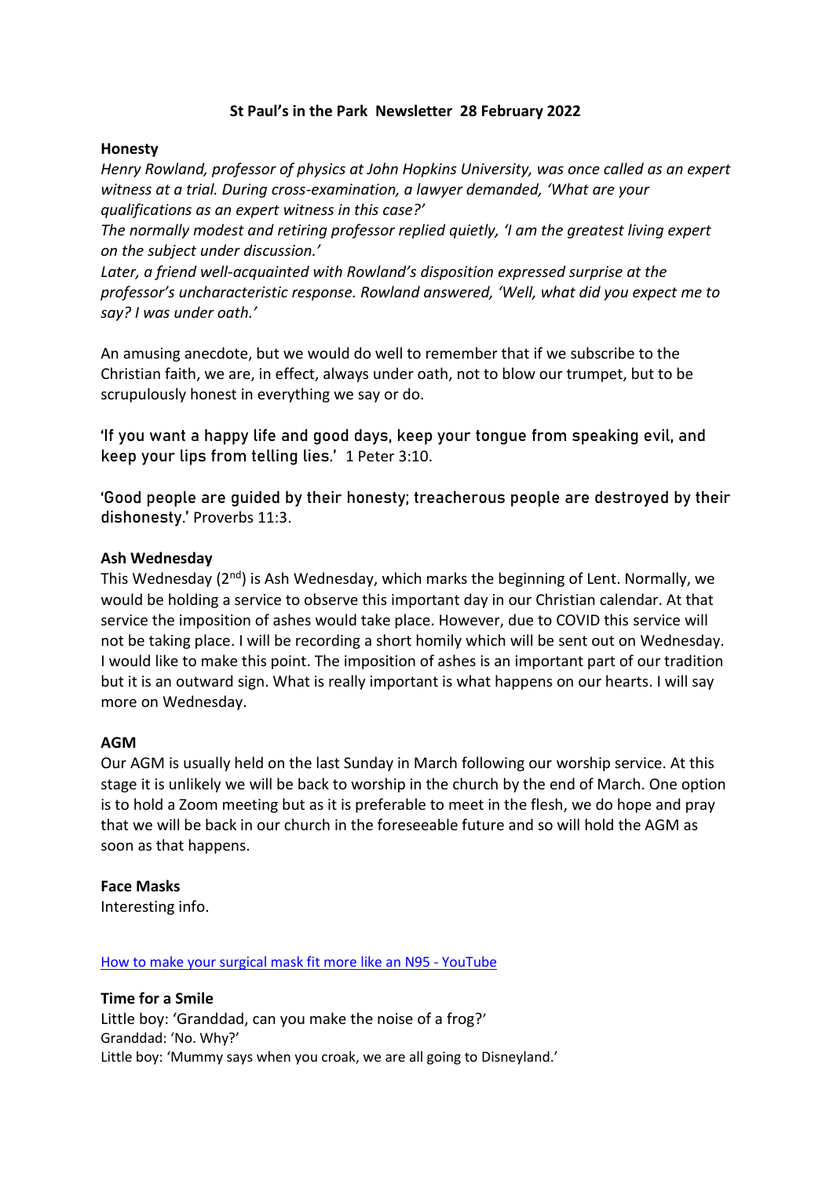**St Paul's in the Park Newsletter 28 February 2022**

**Honesty**

*Henry Rowland, professor of physics at John Hopkins University, was once called as an expert witness at a trial. During cross-examination, a lawyer demanded, 'What are your qualifications as an expert witness in this case?'*

*The normally modest and retiring professor replied quietly, 'I am the greatest living expert on the subject under discussion.'*

*Later, a friend well-acquainted with Rowland's disposition expressed surprise at the professor's uncharacteristic response. Rowland answered, 'Well, what did you expect me to say? I was under oath.'*

An amusing anecdote, but we would do well to remember that if we subscribe to the Christian faith, we are, in effect, always under oath, not to blow our trumpet, but to be scrupulously honest in everything we say or do.

'If you want a happy life and good days, keep your tongue from speaking evil, and keep your lips from telling lies.' 1 Peter 3:10.

'Good people are guided by their honesty; treacherous people are destroyed by their dishonesty.' Proverbs 11:3.

**Ash Wednesday**

This Wednesday (2nd) is Ash Wednesday, which marks the beginning of Lent. Normally, we would be holding a service to observe this important day in our Christian calendar. At that service the imposition of ashes would take place. However, due to COVID this service will not be taking place. I will be recording a short homily which will be sent out on Wednesday. I would like to make this point. The imposition of ashes is an important part of our tradition but it is an outward sign. What is really important is what happens on our hearts. I will say more on Wednesday.

**AGM**

Our AGM is usually held on the last Sunday in March following our worship service. At this stage it is unlikely we will be back to worship in the church by the end of March. One option is to hold a Zoom meeting but as it is preferable to meet in the flesh, we do hope and pray that we will be back in our church in the foreseeable future and so will hold the AGM as soon as that happens.

**Face Masks**

Interesting info.

How to make your surgical mask fit more like an N95 - YouTube

**Time for a Smile**

Little boy: 'Granddad, can you make the noise of a frog?'
Granddad: 'No. Why?'
Little boy: 'Mummy says when you croak, we are all going to Disneyland.'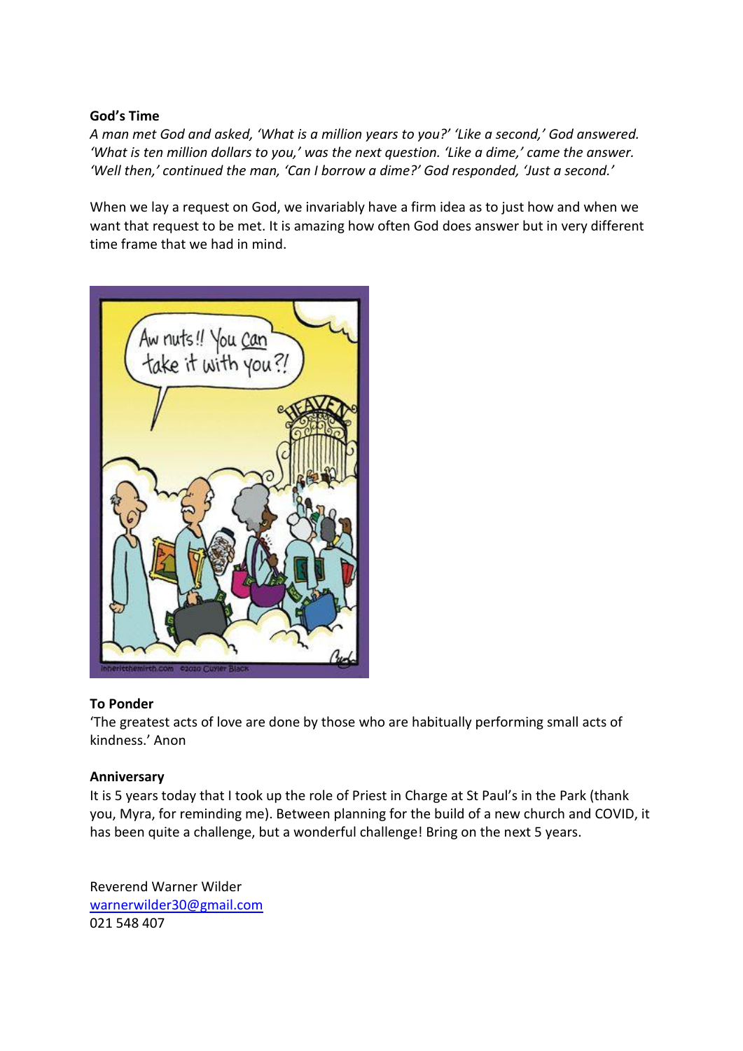**God's Time**

*A man met God and asked, 'What is a million years to you?' 'Like a second,' God answered. 'What is ten million dollars to you,' was the next question. 'Like a dime,' came the answer. 'Well then,' continued the man, 'Can I borrow a dime?' God responded, 'Just a second.'*

When we lay a request on God, we invariably have a firm idea as to just how and when we want that request to be met. It is amazing how often God does answer but in very different time frame that we had in mind.

**To Ponder**

'The greatest acts of love are done by those who are habitually performing small acts of kindness.' Anon

**Anniversary**

It is 5 years today that I took up the role of Priest in Charge at St Paul's in the Park (thank you, Myra, for reminding me). Between planning for the build of a new church and COVID, it has been quite a challenge, but a wonderful challenge! Bring on the next 5 years.

Reverend Warner Wilder
warnerwilder30@gmail.com
021 548 407